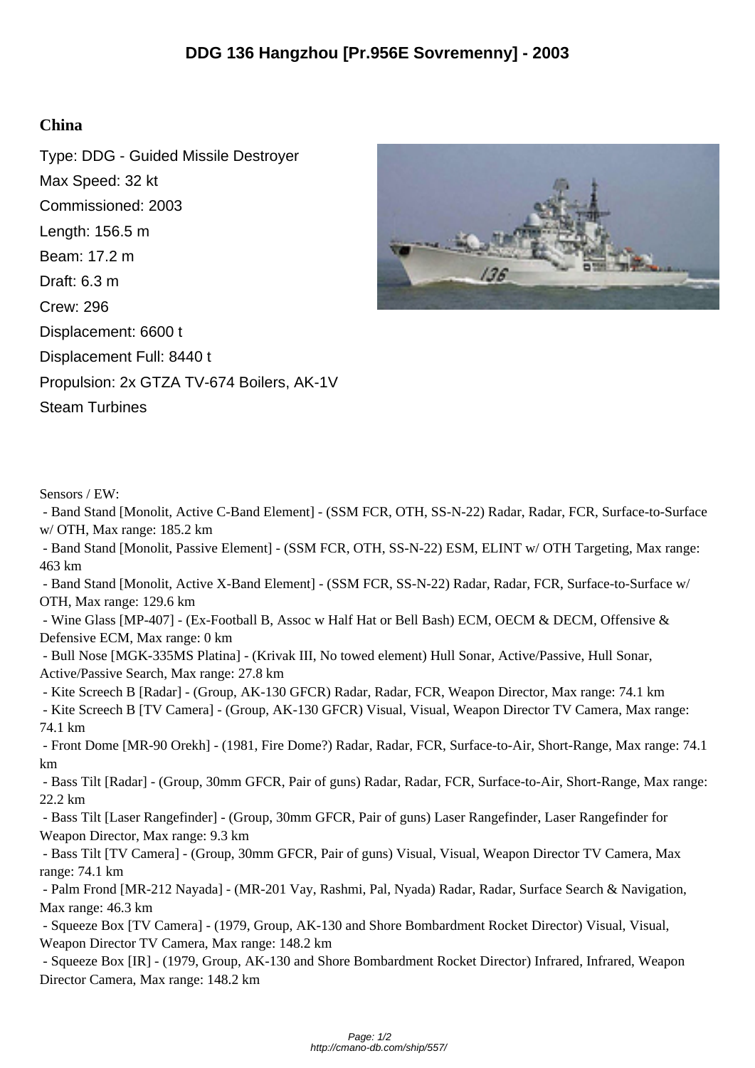# DDG 136 Hangzhou [Pr.956E Sovremenny] - 2003

## China

Type: DDG - Guided Missile Destroyer

Max Speed: 32 kt

Commissioned: 2003

Length: 156.5 m

Beam: 17.2 m

Draft: 6.3 m

Crew: 296

Displacement: 6600 t

Displacement Full: 8440 t

Propulsion: 2x GTZA TV-674 Boilers, AK-1V Steam Turbines

Sensors / EW:

- Band Stand [Monolit, Active C-Band Element] - (SSM FCR, OTH, SS-N-22) Radar, Radar, FCR, Surface-to-Surface w/ OTH, Max range: 185.2 km
- Band Stand [Monolit, Passive Element] - (SSM FCR, OTH, SS-N-22) ESM, ELINT w/ OTH Targeting, Max range: 463 km
- Band Stand [Monolit, Active X-Band Element] - (SSM FCR, SS-N-22) Radar, Radar, FCR, Surface-to-Surface w/ OTH, Max range: 129.6 km
- Wine Glass [MP-407] - (Ex-Football B, Assoc w Half Hat or Bell Bash) ECM, OECM & DECM, Offensive & Defensive ECM, Max range: 0 km
- Bull Nose [MGK-335MS Platina] - (Krivak III, No towed element) Hull Sonar, Active/Passive, Hull Sonar, Active/Passive Search, Max range: 27.8 km
- Kite Screech B [Radar] - (Group, AK-130 GFCR) Radar, Radar, FCR, Weapon Director, Max range: 74.1 km
- Kite Screech B [TV Camera] - (Group, AK-130 GFCR) Visual, Visual, Weapon Director TV Camera, Max range: 74.1 km
- Front Dome [MR-90 Orekh] - (1981, Fire Dome?) Radar, Radar, FCR, Surface-to-Air, Short-Range, Max range: 74.1 km
- Bass Tilt [Radar] - (Group, 30mm GFCR, Pair of guns) Radar, Radar, FCR, Surface-to-Air, Short-Range, Max range: 22.2 km
- Bass Tilt [Laser Rangefinder] - (Group, 30mm GFCR, Pair of guns) Laser Rangefinder, Laser Rangefinder for Weapon Director, Max range: 9.3 km
- Bass Tilt [TV Camera] - (Group, 30mm GFCR, Pair of guns) Visual, Visual, Weapon Director TV Camera, Max range: 74.1 km
- Palm Frond [MR-212 Nayada] - (MR-201 Vay, Rashmi, Pal, Nyada) Radar, Radar, Surface Search & Navigation, Max range: 46.3 km
- Squeeze Box [TV Camera] - (1979, Group, AK-130 and Shore Bombardment Rocket Director) Visual, Visual, Weapon Director TV Camera, Max range: 148.2 km
- Squeeze Box [IR] - (1979, Group, AK-130 and Shore Bombardment Rocket Director) Infrared, Infrared, Weapon Director Camera, Max range: 148.2 km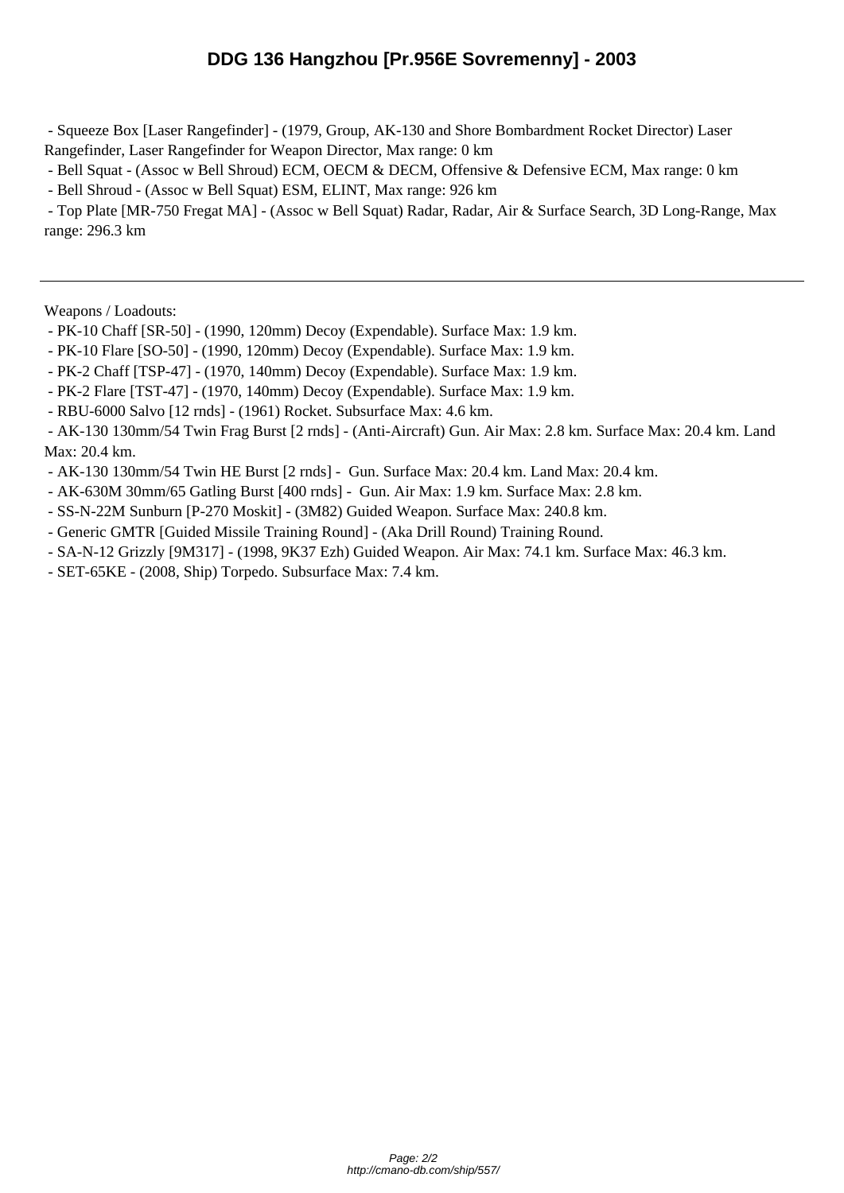- Squeeze Box [Laser Rangefinder] - (1979, Group, AK-130 and Shore Bombardment Rocket Director) Laser Rangefinder, Laser Rangefinder for Weapon Director, Max range: 0 km
- Bell Squat - (Assoc w Bell Shroud) ECM, OECM & DECM, Offensive & Defensive ECM, Max range: 0 km
- Bell Shroud - (Assoc w Bell Squat) ESM, ELINT, Max range: 926 km
- Top Plate [MR-750 Fregat MA] - (Assoc w Bell Squat) Radar, Radar, Air & Surface Search, 3D Long-Range, Max range: 296.3 km

---

Weapons / Loadouts:

- PK-10 Chaff [SR-50] - (1990, 120mm) Decoy (Expendable). Surface Max: 1.9 km.
- PK-10 Flare [SO-50] - (1990, 120mm) Decoy (Expendable). Surface Max: 1.9 km.
- PK-2 Chaff [TSP-47] - (1970, 140mm) Decoy (Expendable). Surface Max: 1.9 km.
- PK-2 Flare [TST-47] - (1970, 140mm) Decoy (Expendable). Surface Max: 1.9 km.
- RBU-6000 Salvo [12 rnds] - (1961) Rocket. Subsurface Max: 4.6 km.
- AK-130 130mm/54 Twin Frag Burst [2 rnds] - (Anti-Aircraft) Gun. Air Max: 2.8 km. Surface Max: 20.4 km. Land Max: 20.4 km.
- AK-130 130mm/54 Twin HE Burst [2 rnds] - Gun. Surface Max: 20.4 km. Land Max: 20.4 km.
- AK-630M 30mm/65 Gatling Burst [400 rnds] - Gun. Air Max: 1.9 km. Surface Max: 2.8 km.
- SS-N-22M Sunburn [P-270 Moskit] - (3M82) Guided Weapon. Surface Max: 240.8 km.
- Generic GMTR [Guided Missile Training Round] - (Aka Drill Round) Training Round.
- SA-N-12 Grizzly [9M317] - (1998, 9K37 Ezh) Guided Weapon. Air Max: 74.1 km. Surface Max: 46.3 km.
- SET-65KE - (2008, Ship) Torpedo. Subsurface Max: 7.4 km.